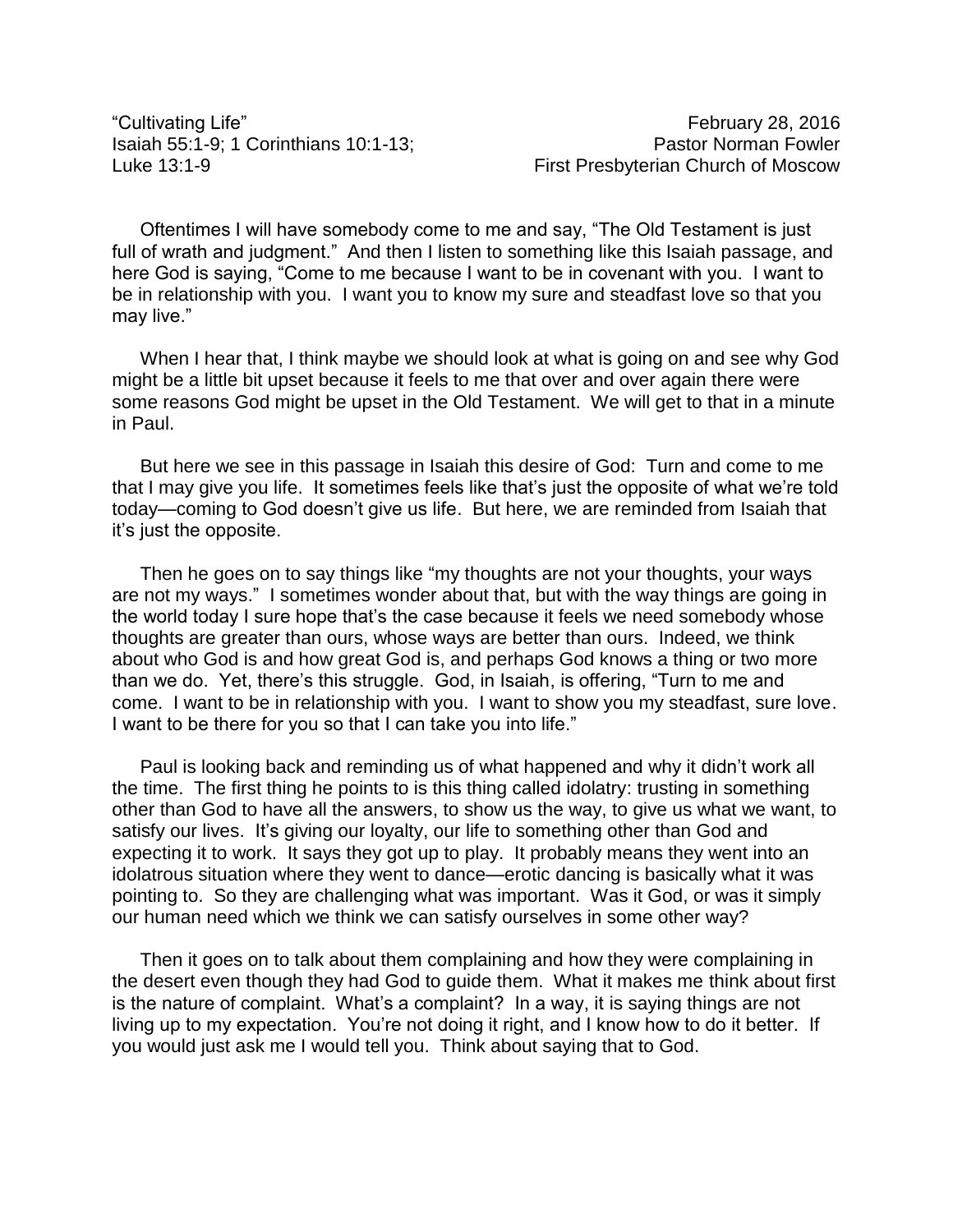"Cultivating Life" February 28, 2016
Isaiah 55:1-9; 1 Corinthians 10:1-13; Pastor Norman Fowler
Luke 13:1-9 First Presbyterian Church of Moscow

Oftentimes I will have somebody come to me and say, "The Old Testament is just full of wrath and judgment." And then I listen to something like this Isaiah passage, and here God is saying, "Come to me because I want to be in covenant with you. I want to be in relationship with you. I want you to know my sure and steadfast love so that you may live."

When I hear that, I think maybe we should look at what is going on and see why God might be a little bit upset because it feels to me that over and over again there were some reasons God might be upset in the Old Testament. We will get to that in a minute in Paul.

But here we see in this passage in Isaiah this desire of God: Turn and come to me that I may give you life. It sometimes feels like that's just the opposite of what we're told today—coming to God doesn't give us life. But here, we are reminded from Isaiah that it's just the opposite.

Then he goes on to say things like "my thoughts are not your thoughts, your ways are not my ways." I sometimes wonder about that, but with the way things are going in the world today I sure hope that's the case because it feels we need somebody whose thoughts are greater than ours, whose ways are better than ours. Indeed, we think about who God is and how great God is, and perhaps God knows a thing or two more than we do. Yet, there's this struggle. God, in Isaiah, is offering, "Turn to me and come. I want to be in relationship with you. I want to show you my steadfast, sure love. I want to be there for you so that I can take you into life."

Paul is looking back and reminding us of what happened and why it didn't work all the time. The first thing he points to is this thing called idolatry: trusting in something other than God to have all the answers, to show us the way, to give us what we want, to satisfy our lives. It's giving our loyalty, our life to something other than God and expecting it to work. It says they got up to play. It probably means they went into an idolatrous situation where they went to dance—erotic dancing is basically what it was pointing to. So they are challenging what was important. Was it God, or was it simply our human need which we think we can satisfy ourselves in some other way?

Then it goes on to talk about them complaining and how they were complaining in the desert even though they had God to guide them. What it makes me think about first is the nature of complaint. What's a complaint? In a way, it is saying things are not living up to my expectation. You're not doing it right, and I know how to do it better. If you would just ask me I would tell you. Think about saying that to God.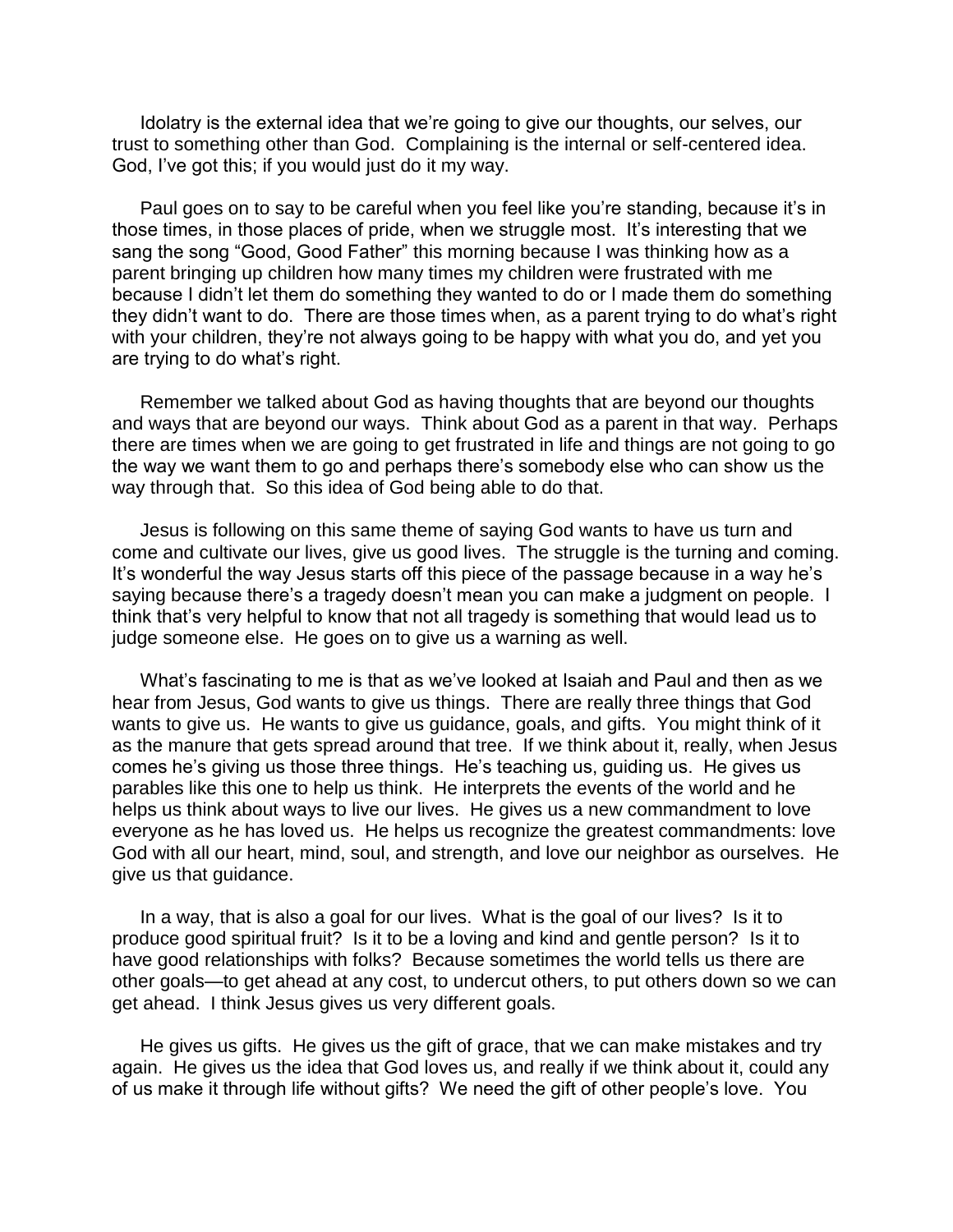Idolatry is the external idea that we're going to give our thoughts, our selves, our trust to something other than God. Complaining is the internal or self-centered idea. God, I've got this; if you would just do it my way.

Paul goes on to say to be careful when you feel like you're standing, because it's in those times, in those places of pride, when we struggle most. It's interesting that we sang the song "Good, Good Father" this morning because I was thinking how as a parent bringing up children how many times my children were frustrated with me because I didn't let them do something they wanted to do or I made them do something they didn't want to do. There are those times when, as a parent trying to do what's right with your children, they're not always going to be happy with what you do, and yet you are trying to do what's right.

Remember we talked about God as having thoughts that are beyond our thoughts and ways that are beyond our ways. Think about God as a parent in that way. Perhaps there are times when we are going to get frustrated in life and things are not going to go the way we want them to go and perhaps there's somebody else who can show us the way through that. So this idea of God being able to do that.

Jesus is following on this same theme of saying God wants to have us turn and come and cultivate our lives, give us good lives. The struggle is the turning and coming. It's wonderful the way Jesus starts off this piece of the passage because in a way he's saying because there's a tragedy doesn't mean you can make a judgment on people. I think that's very helpful to know that not all tragedy is something that would lead us to judge someone else. He goes on to give us a warning as well.

What's fascinating to me is that as we've looked at Isaiah and Paul and then as we hear from Jesus, God wants to give us things. There are really three things that God wants to give us. He wants to give us guidance, goals, and gifts. You might think of it as the manure that gets spread around that tree. If we think about it, really, when Jesus comes he's giving us those three things. He's teaching us, guiding us. He gives us parables like this one to help us think. He interprets the events of the world and he helps us think about ways to live our lives. He gives us a new commandment to love everyone as he has loved us. He helps us recognize the greatest commandments: love God with all our heart, mind, soul, and strength, and love our neighbor as ourselves. He give us that guidance.

In a way, that is also a goal for our lives. What is the goal of our lives? Is it to produce good spiritual fruit? Is it to be a loving and kind and gentle person? Is it to have good relationships with folks? Because sometimes the world tells us there are other goals—to get ahead at any cost, to undercut others, to put others down so we can get ahead. I think Jesus gives us very different goals.

He gives us gifts. He gives us the gift of grace, that we can make mistakes and try again. He gives us the idea that God loves us, and really if we think about it, could any of us make it through life without gifts? We need the gift of other people's love. You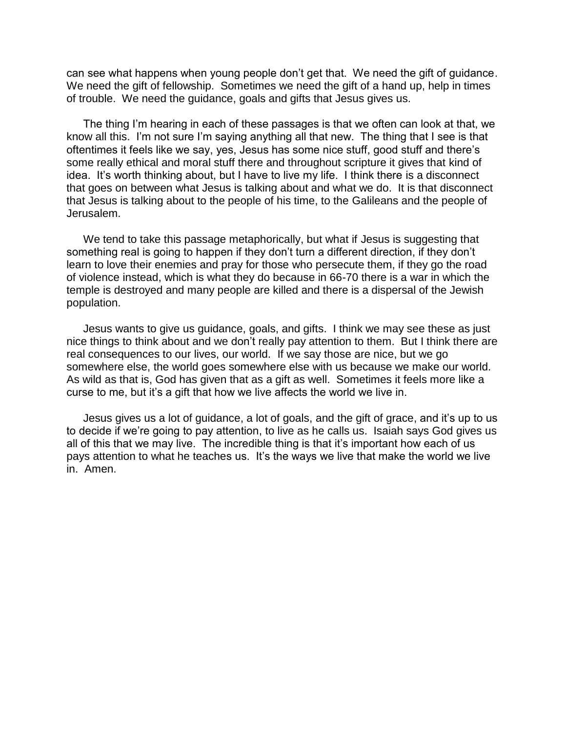can see what happens when young people don't get that. We need the gift of guidance. We need the gift of fellowship. Sometimes we need the gift of a hand up, help in times of trouble. We need the guidance, goals and gifts that Jesus gives us.

The thing I'm hearing in each of these passages is that we often can look at that, we know all this. I'm not sure I'm saying anything all that new. The thing that I see is that oftentimes it feels like we say, yes, Jesus has some nice stuff, good stuff and there's some really ethical and moral stuff there and throughout scripture it gives that kind of idea. It's worth thinking about, but I have to live my life. I think there is a disconnect that goes on between what Jesus is talking about and what we do. It is that disconnect that Jesus is talking about to the people of his time, to the Galileans and the people of Jerusalem.

We tend to take this passage metaphorically, but what if Jesus is suggesting that something real is going to happen if they don't turn a different direction, if they don't learn to love their enemies and pray for those who persecute them, if they go the road of violence instead, which is what they do because in 66-70 there is a war in which the temple is destroyed and many people are killed and there is a dispersal of the Jewish population.

Jesus wants to give us guidance, goals, and gifts. I think we may see these as just nice things to think about and we don't really pay attention to them. But I think there are real consequences to our lives, our world. If we say those are nice, but we go somewhere else, the world goes somewhere else with us because we make our world. As wild as that is, God has given that as a gift as well. Sometimes it feels more like a curse to me, but it's a gift that how we live affects the world we live in.

Jesus gives us a lot of guidance, a lot of goals, and the gift of grace, and it's up to us to decide if we're going to pay attention, to live as he calls us. Isaiah says God gives us all of this that we may live. The incredible thing is that it's important how each of us pays attention to what he teaches us. It's the ways we live that make the world we live in. Amen.